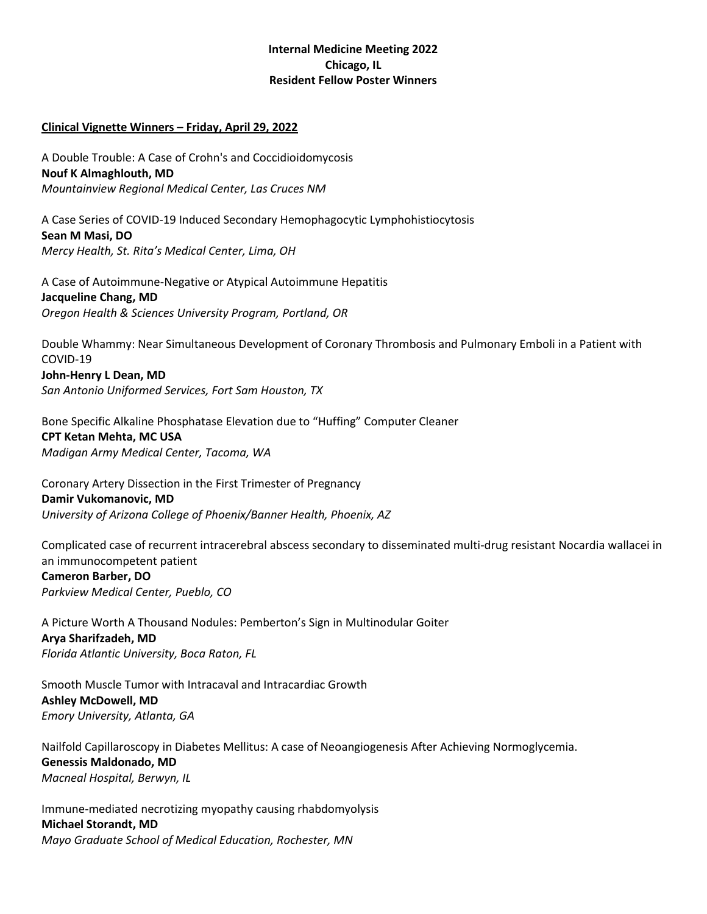**Internal Medicine Meeting 2022**
**Chicago, IL**
**Resident Fellow Poster Winners**

**Clinical Vignette Winners – Friday, April 29, 2022**

A Double Trouble: A Case of Crohn's and Coccidioidomycosis
**Nouf K Almaghlouth, MD**
*Mountainview Regional Medical Center, Las Cruces NM*

A Case Series of COVID-19 Induced Secondary Hemophagocytic Lymphohistiocytosis
**Sean M Masi, DO**
*Mercy Health, St. Rita's Medical Center, Lima, OH*

A Case of Autoimmune-Negative or Atypical Autoimmune Hepatitis
**Jacqueline Chang, MD**
*Oregon Health & Sciences University Program, Portland, OR*

Double Whammy: Near Simultaneous Development of Coronary Thrombosis and Pulmonary Emboli in a Patient with COVID-19
**John-Henry L Dean, MD**
*San Antonio Uniformed Services, Fort Sam Houston, TX*

Bone Specific Alkaline Phosphatase Elevation due to "Huffing" Computer Cleaner
**CPT Ketan Mehta, MC USA**
*Madigan Army Medical Center, Tacoma, WA*

Coronary Artery Dissection in the First Trimester of Pregnancy
**Damir Vukomanovic, MD**
*University of Arizona College of Phoenix/Banner Health, Phoenix, AZ*

Complicated case of recurrent intracerebral abscess secondary to disseminated multi-drug resistant Nocardia wallacei in an immunocompetent patient
**Cameron Barber, DO**
*Parkview Medical Center, Pueblo, CO*

A Picture Worth A Thousand Nodules: Pemberton's Sign in Multinodular Goiter
**Arya Sharifzadeh, MD**
*Florida Atlantic University, Boca Raton, FL*

Smooth Muscle Tumor with Intracaval and Intracardiac Growth
**Ashley McDowell, MD**
*Emory University, Atlanta, GA*

Nailfold Capillaroscopy in Diabetes Mellitus: A case of Neoangiogenesis After Achieving Normoglycemia.
**Genessis Maldonado, MD**
*Macneal Hospital, Berwyn, IL*

Immune-mediated necrotizing myopathy causing rhabdomyolysis
**Michael Storandt, MD**
*Mayo Graduate School of Medical Education, Rochester, MN*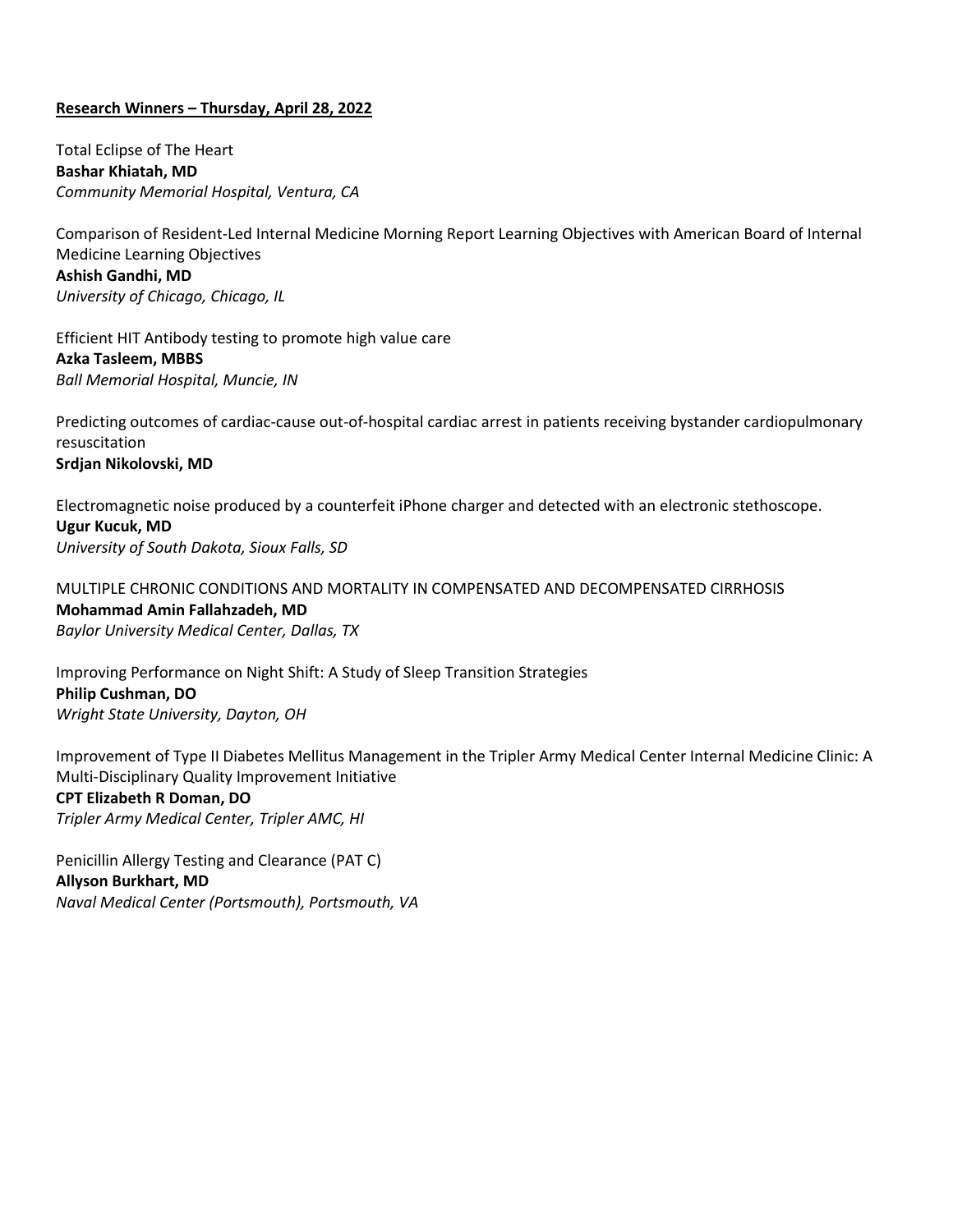**<u>Research Winners – Thursday, April 28, 2022</u>**

Total Eclipse of The Heart
**Bashar Khiatah, MD**
*Community Memorial Hospital, Ventura, CA*

Comparison of Resident-Led Internal Medicine Morning Report Learning Objectives with American Board of Internal Medicine Learning Objectives
**Ashish Gandhi, MD**
*University of Chicago, Chicago, IL*

Efficient HIT Antibody testing to promote high value care
**Azka Tasleem, MBBS**
*Ball Memorial Hospital, Muncie, IN*

Predicting outcomes of cardiac-cause out-of-hospital cardiac arrest in patients receiving bystander cardiopulmonary resuscitation
**Srdjan Nikolovski, MD**

Electromagnetic noise produced by a counterfeit iPhone charger and detected with an electronic stethoscope.
**Ugur Kucuk, MD**
*University of South Dakota, Sioux Falls, SD*

MULTIPLE CHRONIC CONDITIONS AND MORTALITY IN COMPENSATED AND DECOMPENSATED CIRRHOSIS
**Mohammad Amin Fallahzadeh, MD**
*Baylor University Medical Center, Dallas, TX*

Improving Performance on Night Shift: A Study of Sleep Transition Strategies
**Philip Cushman, DO**
*Wright State University, Dayton, OH*

Improvement of Type II Diabetes Mellitus Management in the Tripler Army Medical Center Internal Medicine Clinic: A Multi-Disciplinary Quality Improvement Initiative
**CPT Elizabeth R Doman, DO**
*Tripler Army Medical Center, Tripler AMC, HI*

Penicillin Allergy Testing and Clearance (PAT C)
**Allyson Burkhart, MD**
*Naval Medical Center (Portsmouth), Portsmouth, VA*